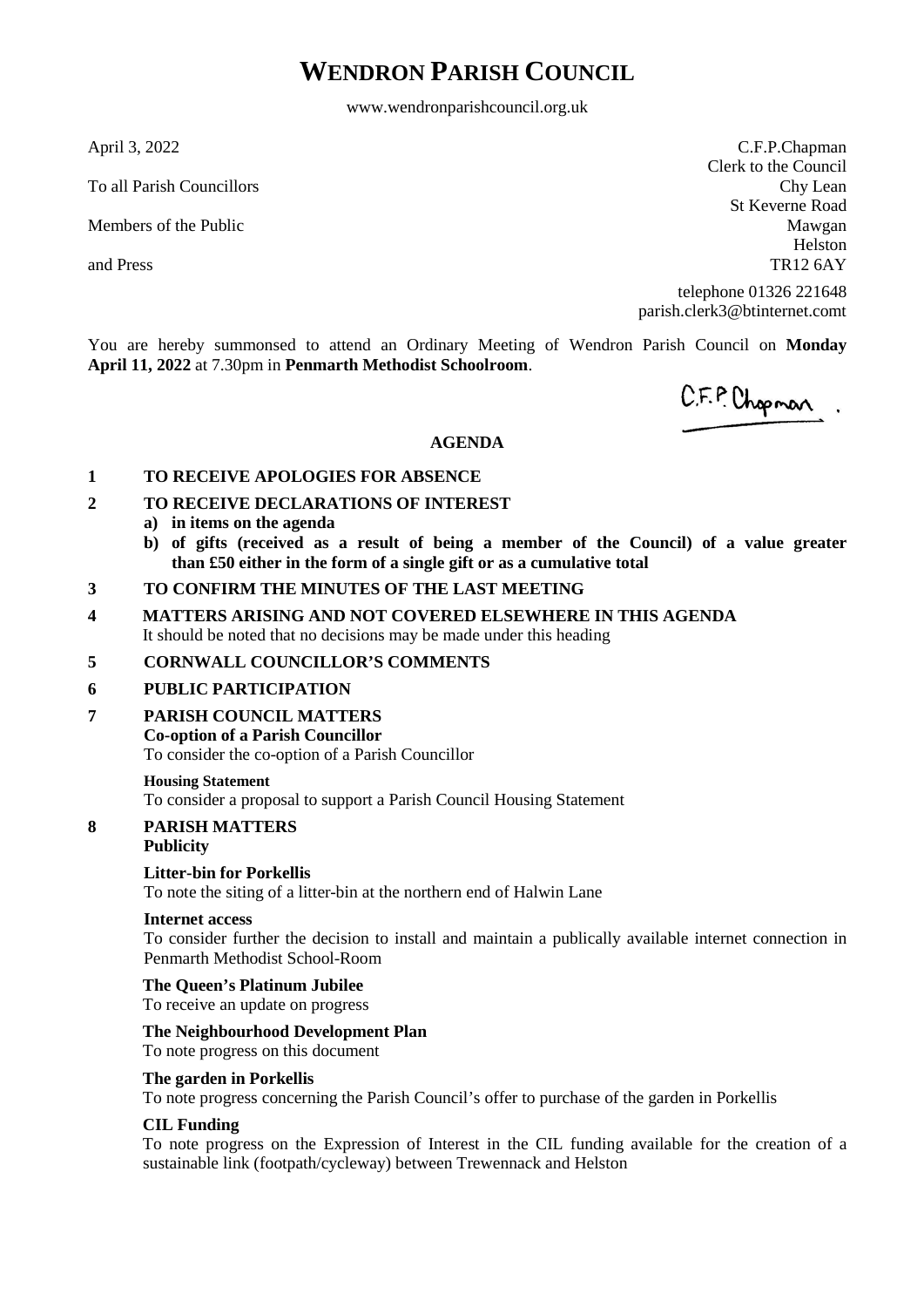# WENDRON PARISH COUNCIL

www.wendronparishcouncil.org.uk

April 3, 2022

To all Parish Councillors

Members of the Public

and Press

C.F.P.Chapman
Clerk to the Council
Chy Lean
St Keverne Road
Mawgan
Helston
TR12 6AY

telephone 01326 221648
parish.clerk3@btinternet.comt

You are hereby summonsed to attend an Ordinary Meeting of Wendron Parish Council on **Monday April 11, 2022** at 7.30pm in **Penmarth Methodist Schoolroom**.

C.F.P. Chapman

## AGENDA

**1 TO RECEIVE APOLOGIES FOR ABSENCE**

**2 TO RECEIVE DECLARATIONS OF INTEREST**

**a) in items on the agenda**

**b) of gifts (received as a result of being a member of the Council) of a value greater than £50 either in the form of a single gift or as a cumulative total**

**3 TO CONFIRM THE MINUTES OF THE LAST MEETING**

**4 MATTERS ARISING AND NOT COVERED ELSEWHERE IN THIS AGENDA**

It should be noted that no decisions may be made under this heading

**5 CORNWALL COUNCILLOR'S COMMENTS**

**6 PUBLIC PARTICIPATION**

**7 PARISH COUNCIL MATTERS**

**Co-option of a Parish Councillor**

To consider the co-option of a Parish Councillor

**Housing Statement**

To consider a proposal to support a Parish Council Housing Statement

**8 PARISH MATTERS**

**Publicity**

**Litter-bin for Porkellis**

To note the siting of a litter-bin at the northern end of Halwin Lane

**Internet access**

To consider further the decision to install and maintain a publically available internet connection in Penmarth Methodist School-Room

**The Queen's Platinum Jubilee**

To receive an update on progress

**The Neighbourhood Development Plan**

To note progress on this document

**The garden in Porkellis**

To note progress concerning the Parish Council's offer to purchase of the garden in Porkellis

**CIL Funding**

To note progress on the Expression of Interest in the CIL funding available for the creation of a sustainable link (footpath/cycleway) between Trewennack and Helston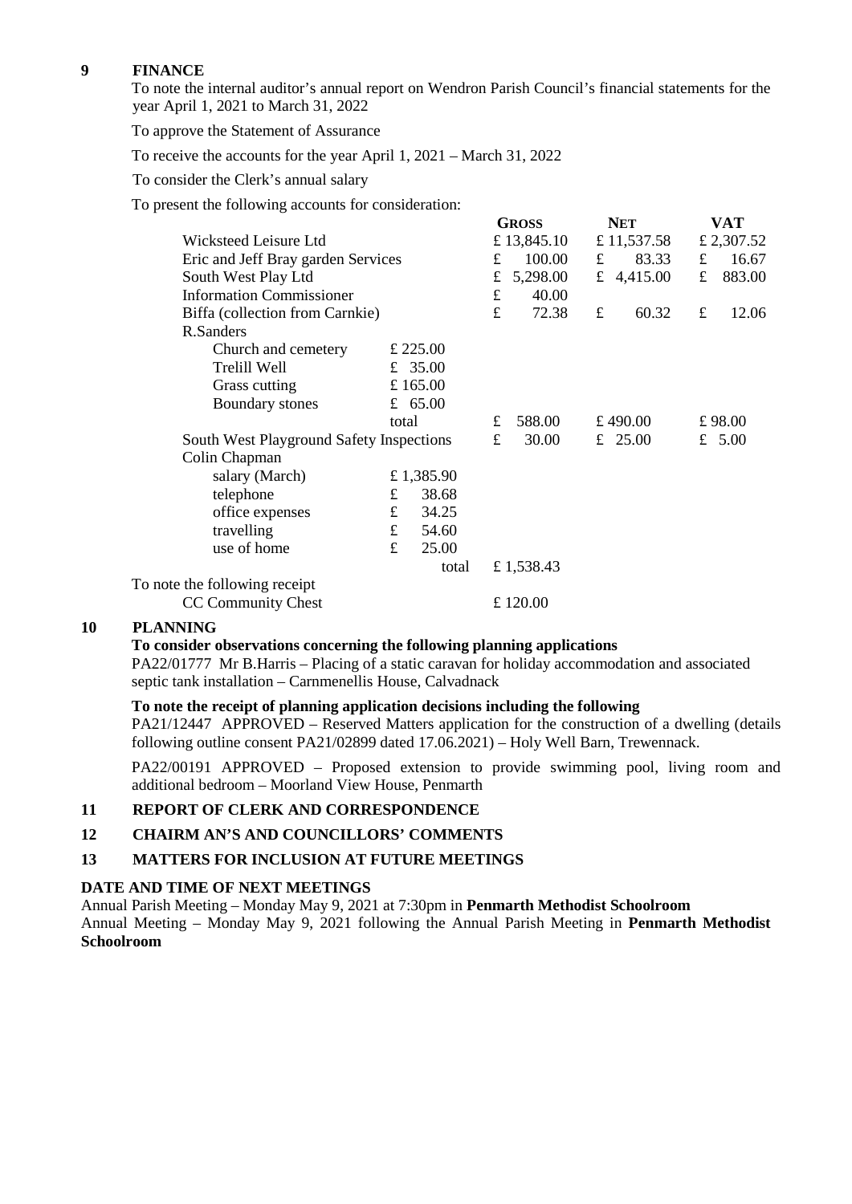## 9 FINANCE

To note the internal auditor's annual report on Wendron Parish Council's financial statements for the year April 1, 2021 to March 31, 2022

To approve the Statement of Assurance

To receive the accounts for the year April 1, 2021 – March 31, 2022

To consider the Clerk's annual salary

To present the following accounts for consideration:

| | | GROSS | NET | VAT |
|---|---|---|---|---|
| Wicksteed Leisure Ltd | | £ 13,845.10 | £ 11,537.58 | £ 2,307.52 |
| Eric and Jeff Bray garden Services | | £ 100.00 | £ 83.33 | £ 16.67 |
| South West Play Ltd | | £ 5,298.00 | £ 4,415.00 | £ 883.00 |
| Information Commissioner | | £ 40.00 | | |
| Biffa (collection from Carnkie) | | £ 72.38 | £ 60.32 | £ 12.06 |
| R.Sanders | | | | |
| Church and cemetery | £ 225.00 | | | |
| Trelill Well | £ 35.00 | | | |
| Grass cutting | £ 165.00 | | | |
| Boundary stones | £ 65.00 | | | |
| | total | £ 588.00 | £ 490.00 | £ 98.00 |
| South West Playground Safety Inspections | | £ 30.00 | £ 25.00 | £ 5.00 |
| Colin Chapman | | | | |
| salary (March) | £ 1,385.90 | | | |
| telephone | £ 38.68 | | | |
| office expenses | £ 34.25 | | | |
| travelling | £ 54.60 | | | |
| use of home | £ 25.00 | | | |
| | total | £ 1,538.43 | | |

To note the following receipt

| | |
|---|---|
| CC Community Chest | £ 120.00 |

## 10 PLANNING

**To consider observations concerning the following planning applications**

PA22/01777 Mr B.Harris – Placing of a static caravan for holiday accommodation and associated septic tank installation – Carnmenellis House, Calvadnack

**To note the receipt of planning application decisions including the following**

PA21/12447 APPROVED – Reserved Matters application for the construction of a dwelling (details following outline consent PA21/02899 dated 17.06.2021) – Holy Well Barn, Trewennack.

PA22/00191 APPROVED – Proposed extension to provide swimming pool, living room and additional bedroom – Moorland View House, Penmarth

## 11 REPORT OF CLERK AND CORRESPONDENCE

## 12 CHAIRM AN'S AND COUNCILLORS' COMMENTS

## 13 MATTERS FOR INCLUSION AT FUTURE MEETINGS

**DATE AND TIME OF NEXT MEETINGS**

Annual Parish Meeting – Monday May 9, 2021 at 7:30pm in **Penmarth Methodist Schoolroom**

Annual Meeting – Monday May 9, 2021 following the Annual Parish Meeting in **Penmarth Methodist Schoolroom**